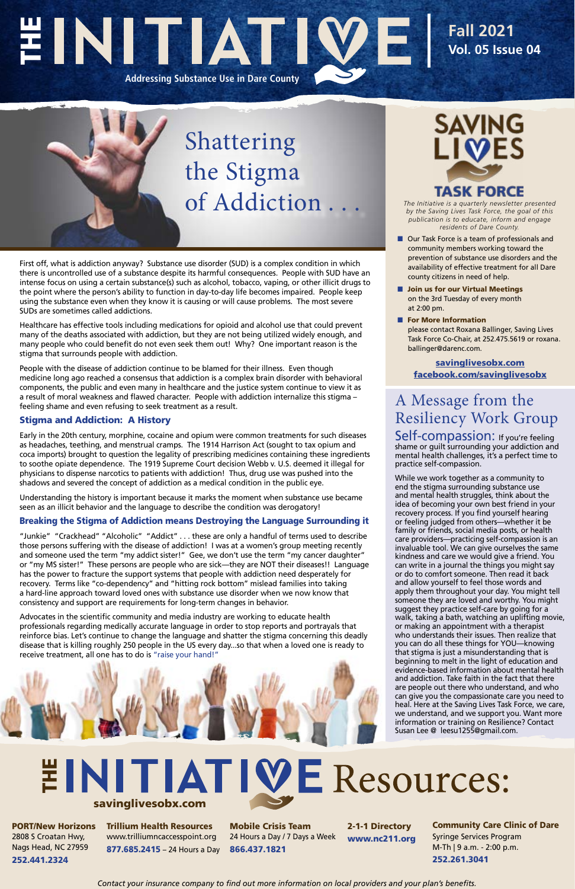# THE INITIATIVE

**Addressing Substance Use in Dare County**

**Fall 2021**
**Vol. 05 Issue 04**

# Shattering the Stigma of Addiction . . .

First off, what is addiction anyway? Substance use disorder (SUD) is a complex condition in which there is uncontrolled use of a substance despite its harmful consequences. People with SUD have an intense focus on using a certain substance(s) such as alcohol, tobacco, vaping, or other illicit drugs to the point where the person's ability to function in day-to-day life becomes impaired. People keep using the substance even when they know it is causing or will cause problems. The most severe SUDs are sometimes called addictions.

Healthcare has effective tools including medications for opioid and alcohol use that could prevent many of the deaths associated with addiction, but they are not being utilized widely enough, and many people who could benefit do not even seek them out! Why? One important reason is the stigma that surrounds people with addiction.

People with the disease of addiction continue to be blamed for their illness. Even though medicine long ago reached a consensus that addiction is a complex brain disorder with behavioral components, the public and even many in healthcare and the justice system continue to view it as a result of moral weakness and flawed character. People with addiction internalize this stigma – feeling shame and even refusing to seek treatment as a result.

### Stigma and Addiction: A History

Early in the 20th century, morphine, cocaine and opium were common treatments for such diseases as headaches, teething, and menstrual cramps. The 1914 Harrison Act (sought to tax opium and coca imports) brought to question the legality of prescribing medicines containing these ingredients to soothe opiate dependence. The 1919 Supreme Court decision Webb v. U.S. deemed it illegal for physicians to dispense narcotics to patients with addiction! Thus, drug use was pushed into the shadows and severed the concept of addiction as a medical condition in the public eye.

Understanding the history is important because it marks the moment when substance use became seen as an illicit behavior and the language to describe the condition was derogatory!

### Breaking the Stigma of Addiction means Destroying the Language Surrounding it

"Junkie" "Crackhead" "Alcoholic" "Addict" . . . these are only a handful of terms used to describe those persons suffering with the disease of addiction! I was at a women's group meeting recently and someone used the term "my addict sister!" Gee, we don't use the term "my cancer daughter" or "my MS sister!" These persons are people who are sick—they are NOT their diseases!! Language has the power to fracture the support systems that people with addiction need desperately for recovery. Terms like "co-dependency" and "hitting rock bottom" mislead families into taking a hard-line approach toward loved ones with substance use disorder when we now know that consistency and support are requirements for long-term changes in behavior.

Advocates in the scientific community and media industry are working to educate health professionals regarding medically accurate language in order to stop reports and portrayals that reinforce bias. Let's continue to change the language and shatter the stigma concerning this deadly disease that is killing roughly 250 people in the US every day...so that when a loved one is ready to receive treatment, all one has to do is "raise your hand!"

## SAVING LIVES TASK FORCE

*The Initiative is a quarterly newsletter presented by the Saving Lives Task Force, the goal of this publication is to educate, inform and engage residents of Dare County.*

- Our Task Force is a team of professionals and community members working toward the prevention of substance use disorders and the availability of effective treatment for all Dare county citizens in need of help.
- **Join us for our Virtual Meetings** on the 3rd Tuesday of every month at 2:00 pm.
- **For More Information** please contact Roxana Ballinger, Saving Lives Task Force Co-Chair, at 252.475.5619 or roxana.ballinger@darenc.com.

**savinglivesobx.com**
**facebook.com/savinglivesobx**

## A Message from the Resiliency Work Group

**Self-compassion:** If you're feeling shame or guilt surrounding your addiction and mental health challenges, it's a perfect time to practice self-compassion.

While we work together as a community to end the stigma surrounding substance use and mental health struggles, think about the idea of becoming your own best friend in your recovery process. If you find yourself hearing or feeling judged from others—whether it be family or friends, social media posts, or health care providers—practicing self-compassion is an invaluable tool. We can give ourselves the same kindness and care we would give a friend. You can write in a journal the things you might say or do to comfort someone. Then read it back and allow yourself to feel those words and apply them throughout your day. You might tell someone they are loved and worthy. You might suggest they practice self-care by going for a walk, taking a bath, watching an uplifting movie, or making an appointment with a therapist who understands their issues. Then realize that you can do all these things for YOU—knowing that stigma is just a misunderstanding that is beginning to melt in the light of education and evidence-based information about mental health and addiction. Take faith in the fact that there are people out there who understand, and who can give you the compassionate care you need to heal. Here at the Saving Lives Task Force, we care, we understand, and we support you. Want more information or training on Resilience? Contact Susan Lee @ leesu1255@gmail.com.

# THE INITIATIVE Resources:

**savinglivesobx.com**

**PORT/New Horizons**
2808 S Croatan Hwy,
Nags Head, NC 27959
**252.441.2324**

**Trillium Health Resources**
www.trilliumncaccesspoint.org
**877.685.2415** – 24 Hours a Day

**Mobile Crisis Team**
24 Hours a Day / 7 Days a Week
**866.437.1821**

**2-1-1 Directory**
**www.nc211.org**

**Community Care Clinic of Dare**
Syringe Services Program
M-Th | 9 a.m. - 2:00 p.m.
**252.261.3041**

*Contact your insurance company to find out more information on local providers and your plan's benefits.*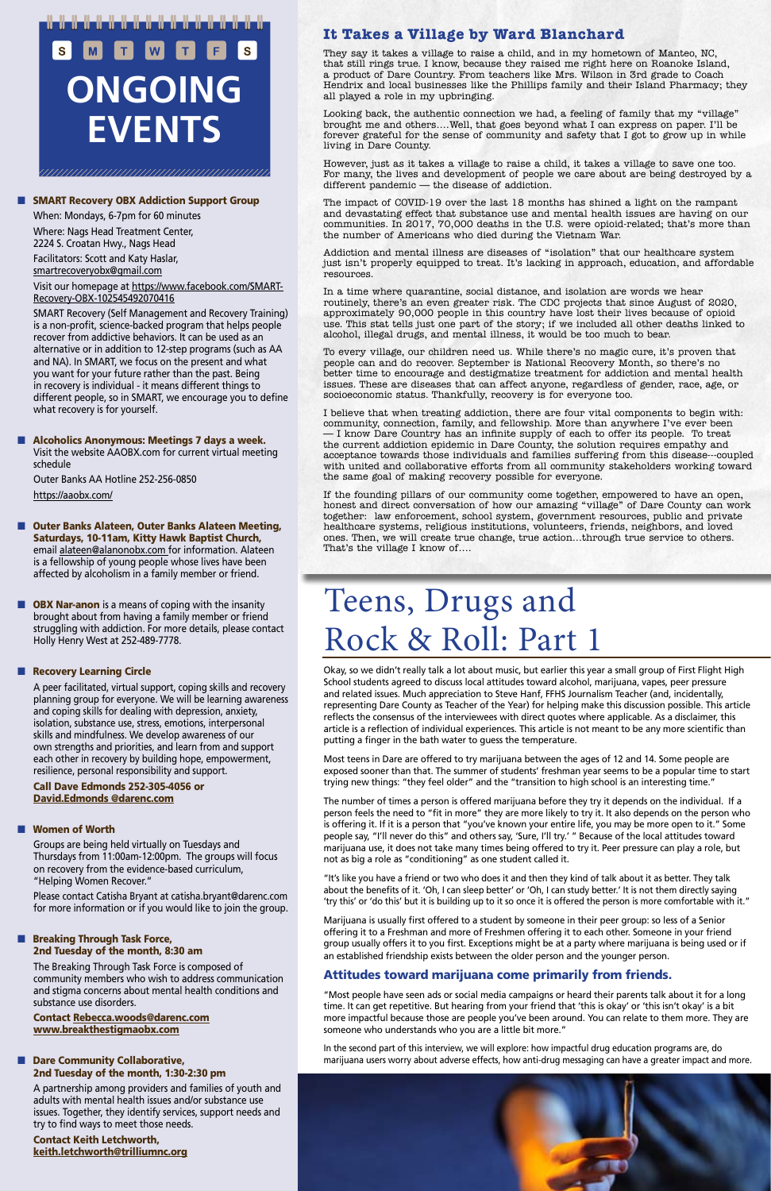# ONGOING EVENTS

S M T W T F S

- **SMART Recovery OBX Addiction Support Group**

When: Mondays, 6-7pm for 60 minutes

Where: Nags Head Treatment Center, 2224 S. Croatan Hwy., Nags Head

Facilitators: Scott and Katy Haslar, smartrecoveryobx@gmail.com

Visit our homepage at https://www.facebook.com/SMART-Recovery-OBX-102545492070416

SMART Recovery (Self Management and Recovery Training) is a non-profit, science-backed program that helps people recover from addictive behaviors. It can be used as an alternative or in addition to 12-step programs (such as AA and NA). In SMART, we focus on the present and what you want for your future rather than the past. Being in recovery is individual - it means different things to different people, so in SMART, we encourage you to define what recovery is for yourself.

- **Alcoholics Anonymous: Meetings 7 days a week.** Visit the website AAOBX.com for current virtual meeting schedule

Outer Banks AA Hotline 252-256-0850

https://aaobx.com/

- **Outer Banks Alateen, Outer Banks Alateen Meeting, Saturdays, 10-11am, Kitty Hawk Baptist Church,** email alateen@alanonobx.com for information. Alateen is a fellowship of young people whose lives have been affected by alcoholism in a family member or friend.

- **OBX Nar-anon** is a means of coping with the insanity brought about from having a family member or friend struggling with addiction. For more details, please contact Holly Henry West at 252-489-7778.

- **Recovery Learning Circle**

A peer facilitated, virtual support, coping skills and recovery planning group for everyone. We will be learning awareness and coping skills for dealing with depression, anxiety, isolation, substance use, stress, emotions, interpersonal skills and mindfulness. We develop awareness of our own strengths and priorities, and learn from and support each other in recovery by building hope, empowerment, resilience, personal responsibility and support.

**Call Dave Edmonds 252-305-4056 or David.Edmonds @darenc.com**

- **Women of Worth**

Groups are being held virtually on Tuesdays and Thursdays from 11:00am-12:00pm. The groups will focus on recovery from the evidence-based curriculum, "Helping Women Recover."

Please contact Catisha Bryant at catisha.bryant@darenc.com for more information or if you would like to join the group.

- **Breaking Through Task Force, 2nd Tuesday of the month, 8:30 am**

The Breaking Through Task Force is composed of community members who wish to address communication and stigma concerns about mental health conditions and substance use disorders.

**Contact Rebecca.woods@darenc.com www.breakthestigmaobx.com**

- **Dare Community Collaborative, 2nd Tuesday of the month, 1:30-2:30 pm**

A partnership among providers and families of youth and adults with mental health issues and/or substance use issues. Together, they identify services, support needs and try to find ways to meet those needs.

**Contact Keith Letchworth, keith.letchworth@trilliumnc.org**

## It Takes a Village by Ward Blanchard

They say it takes a village to raise a child, and in my hometown of Manteo, NC, that still rings true. I know, because they raised me right here on Roanoke Island, a product of Dare Country. From teachers like Mrs. Wilson in 3rd grade to Coach Hendrix and local businesses like the Phillips family and their Island Pharmacy; they all played a role in my upbringing.

Looking back, the authentic connection we had, a feeling of family that my "village" brought me and others….Well, that goes beyond what I can express on paper. I'll be forever grateful for the sense of community and safety that I got to grow up in while living in Dare County.

However, just as it takes a village to raise a child, it takes a village to save one too. For many, the lives and development of people we care about are being destroyed by a different pandemic — the disease of addiction.

The impact of COVID-19 over the last 18 months has shined a light on the rampant and devastating effect that substance use and mental health issues are having on our communities. In 2017, 70,000 deaths in the U.S. were opioid-related; that's more than the number of Americans who died during the Vietnam War.

Addiction and mental illness are diseases of "isolation" that our healthcare system just isn't properly equipped to treat. It's lacking in approach, education, and affordable resources.

In a time where quarantine, social distance, and isolation are words we hear routinely, there's an even greater risk. The CDC projects that since August of 2020, approximately 90,000 people in this country have lost their lives because of opioid use. This stat tells just one part of the story; if we included all other deaths linked to alcohol, illegal drugs, and mental illness, it would be too much to bear.

To every village, our children need us. While there's no magic cure, it's proven that people can and do recover. September is National Recovery Month, so there's no better time to encourage and destigmatize treatment for addiction and mental health issues. These are diseases that can affect anyone, regardless of gender, race, age, or socioeconomic status. Thankfully, recovery is for everyone too.

I believe that when treating addiction, there are four vital components to begin with: community, connection, family, and fellowship. More than anywhere I've ever been — I know Dare Country has an infinite supply of each to offer its people. To treat the current addiction epidemic in Dare County, the solution requires empathy and acceptance towards those individuals and families suffering from this disease--coupled with united and collaborative efforts from all community stakeholders working toward the same goal of making recovery possible for everyone.

If the founding pillars of our community come together, empowered to have an open, honest and direct conversation of how our amazing "village" of Dare County can work together: law enforcement, school system, government resources, public and private healthcare systems, religious institutions, volunteers, friends, neighbors, and loved ones. Then, we will create true change, true action…through true service to others. That's the village I know of….

# Teens, Drugs and Rock & Roll: Part 1

Okay, so we didn't really talk a lot about music, but earlier this year a small group of First Flight High School students agreed to discuss local attitudes toward alcohol, marijuana, vapes, peer pressure and related issues. Much appreciation to Steve Hanf, FFHS Journalism Teacher (and, incidentally, representing Dare County as Teacher of the Year) for helping make this discussion possible. This article reflects the consensus of the interviewees with direct quotes where applicable. As a disclaimer, this article is a reflection of individual experiences. This article is not meant to be any more scientific than putting a finger in the bath water to guess the temperature.

Most teens in Dare are offered to try marijuana between the ages of 12 and 14. Some people are exposed sooner than that. The summer of students' freshman year seems to be a popular time to start trying new things: "they feel older" and the "transition to high school is an interesting time."

The number of times a person is offered marijuana before they try it depends on the individual. If a person feels the need to "fit in more" they are more likely to try it. It also depends on the person who is offering it. If it is a person that "you've known your entire life, you may be more open to it." Some people say, "I'll never do this" and others say, 'Sure, I'll try.' " Because of the local attitudes toward marijuana use, it does not take many times being offered to try it. Peer pressure can play a role, but not as big a role as "conditioning" as one student called it.

"It's like you have a friend or two who does it and then they kind of talk about it as better. They talk about the benefits of it. 'Oh, I can sleep better' or 'Oh, I can study better.' It is not them directly saying 'try this' or 'do this' but it is building up to it so once it is offered the person is more comfortable with it."

Marijuana is usually first offered to a student by someone in their peer group: so less of a Senior offering it to a Freshman and more of Freshmen offering it to each other. Someone in your friend group usually offers it to you first. Exceptions might be at a party where marijuana is being used or if an established friendship exists between the older person and the younger person.

### Attitudes toward marijuana come primarily from friends.

"Most people have seen ads or social media campaigns or heard their parents talk about it for a long time. It can get repetitive. But hearing from your friend that 'this is okay' or 'this isn't okay' is a bit more impactful because those are people you've been around. You can relate to them more. They are someone who understands who you are a little bit more."

In the second part of this interview, we will explore: how impactful drug education programs are, do marijuana users worry about adverse effects, how anti-drug messaging can have a greater impact and more.